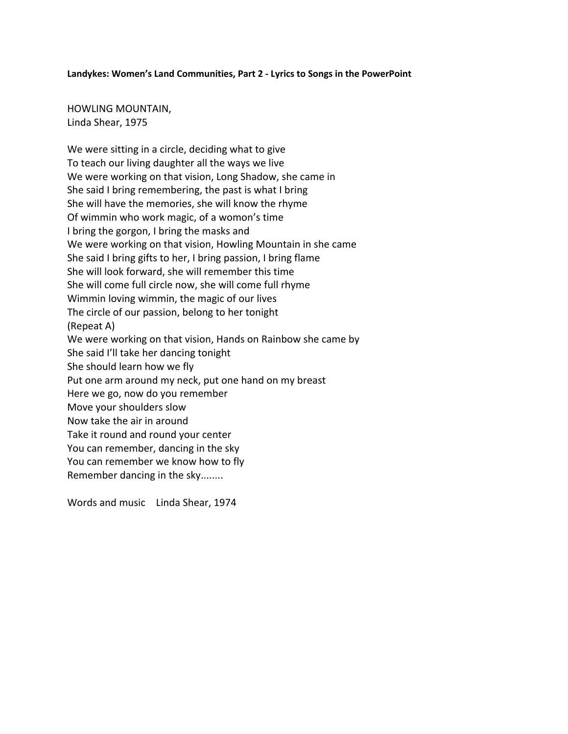**Landykes: Women's Land Communities, Part 2 - Lyrics to Songs in the PowerPoint**

HOWLING MOUNTAIN,
Linda Shear, 1975

We were sitting in a circle, deciding what to give
To teach our living daughter all the ways we live
We were working on that vision, Long Shadow, she came in
She said I bring remembering, the past is what I bring
She will have the memories, she will know the rhyme
Of wimmin who work magic, of a womon's time
I bring the gorgon, I bring the masks and
We were working on that vision, Howling Mountain in she came
She said I bring gifts to her, I bring passion, I bring flame
She will look forward, she will remember this time
She will come full circle now, she will come full rhyme
Wimmin loving wimmin, the magic of our lives
The circle of our passion, belong to her tonight
(Repeat A)
We were working on that vision, Hands on Rainbow she came by
She said I'll take her dancing tonight
She should learn how we fly
Put one arm around my neck, put one hand on my breast
Here we go, now do you remember
Move your shoulders slow
Now take the air in around
Take it round and round your center
You can remember, dancing in the sky
You can remember we know how to fly
Remember dancing in the sky........

Words and music    Linda Shear, 1974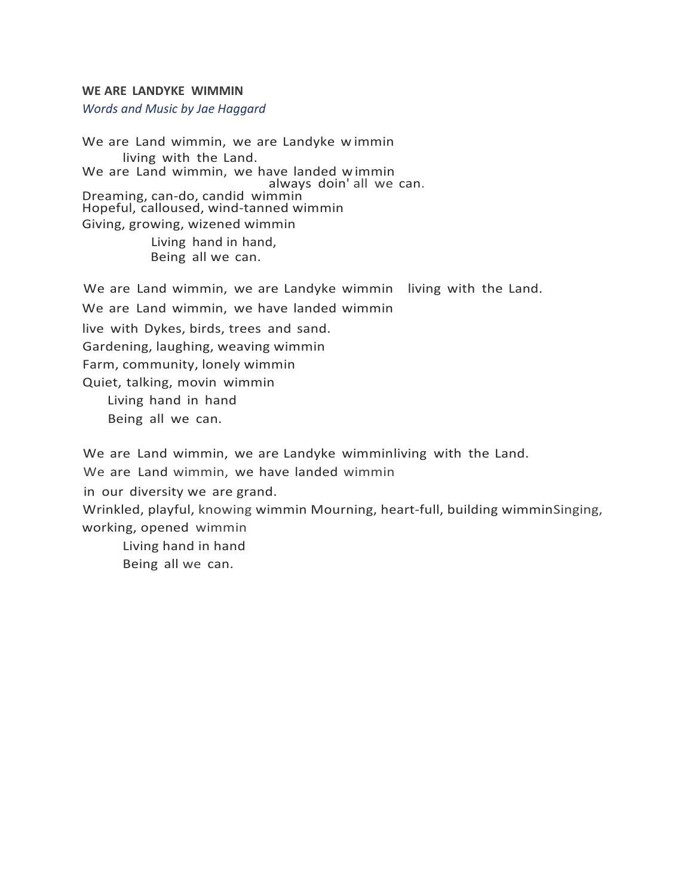**WE ARE LANDYKE WIMMIN**

*Words and Music by Jae Haggard*

We are Land wimmin, we are Landyke wimmin  
living with the Land.  
We are Land wimmin, we have landed wimmin  
always doin' all we can.  
Dreaming, can-do, candid wimmin  
Hopeful, calloused, wind-tanned wimmin  
Giving, growing, wizened wimmin  
Living hand in hand,  
Being all we can.

We are Land wimmin, we are Landyke wimmin living with the Land.  
We are Land wimmin, we have landed wimmin  
live with Dykes, birds, trees and sand.  
Gardening, laughing, weaving wimmin  
Farm, community, lonely wimmin  
Quiet, talking, movin wimmin  
Living hand in hand  
Being all we can.

We are Land wimmin, we are Landyke wimminliving with the Land.  
We are Land wimmin, we have landed wimmin  
in our diversity we are grand.  
Wrinkled, playful, knowing wimmin Mourning, heart-full, building wimminSinging, working, opened wimmin  
Living hand in hand  
Being all we can.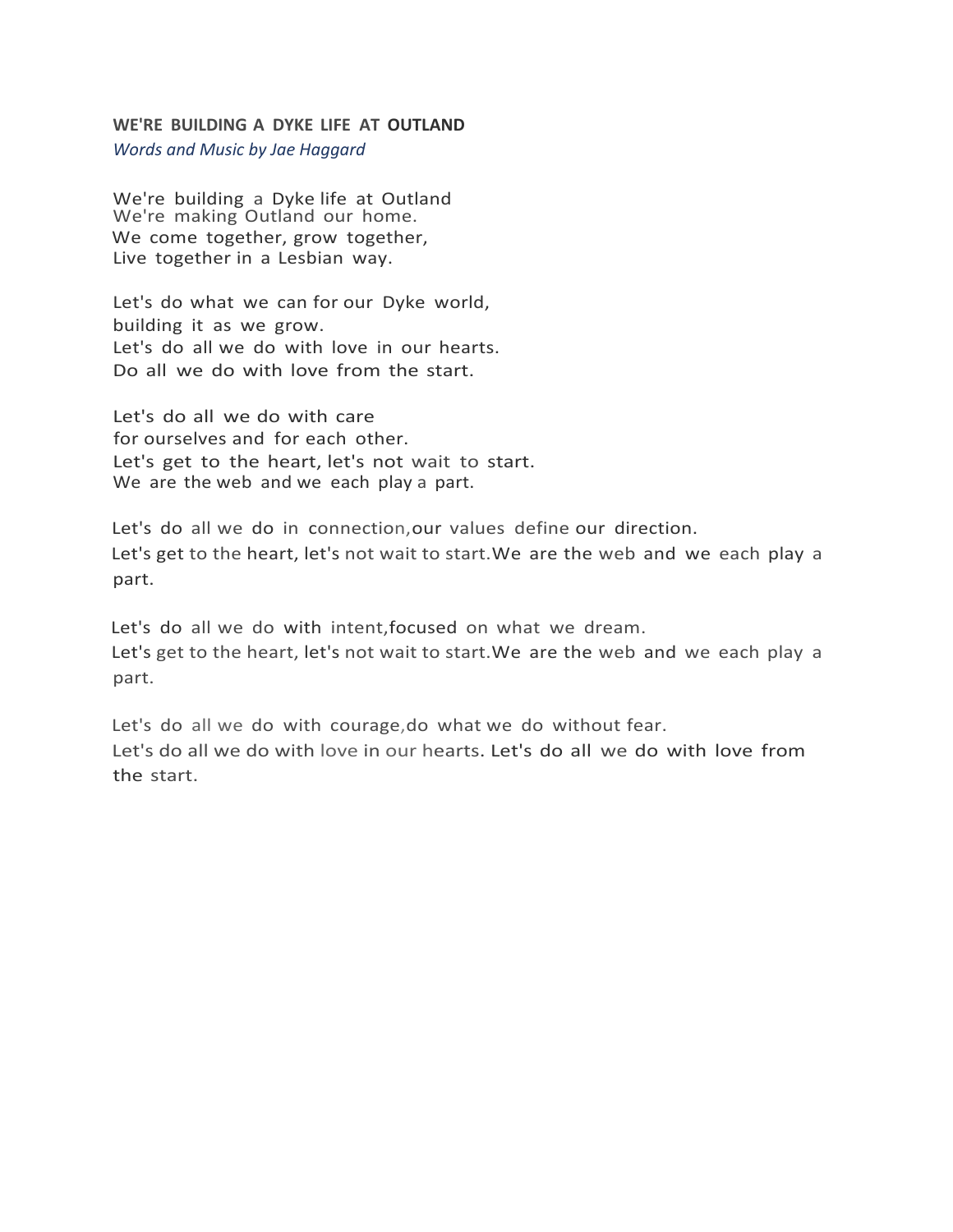**WE'RE BUILDING A DYKE LIFE AT OUTLAND**

*Words and Music by Jae Haggard*

We're building a Dyke life at Outland
We're making Outland our home.
We come together, grow together,
Live together in a Lesbian way.

Let's do what we can for our Dyke world,
building it as we grow.
Let's do all we do with love in our hearts.
Do all we do with love from the start.

Let's do all we do with care
for ourselves and for each other.
Let's get to the heart, let's not wait to start.
We are the web and we each play a part.

Let's do all we do in connection,our values define our direction.
Let's get to the heart, let's not wait to start.We are the web and we each play a part.

Let's do all we do with intent,focused on what we dream.
Let's get to the heart, let's not wait to start.We are the web and we each play a part.

Let's do all we do with courage,do what we do without fear.
Let's do all we do with love in our hearts. Let's do all we do with love from the start.